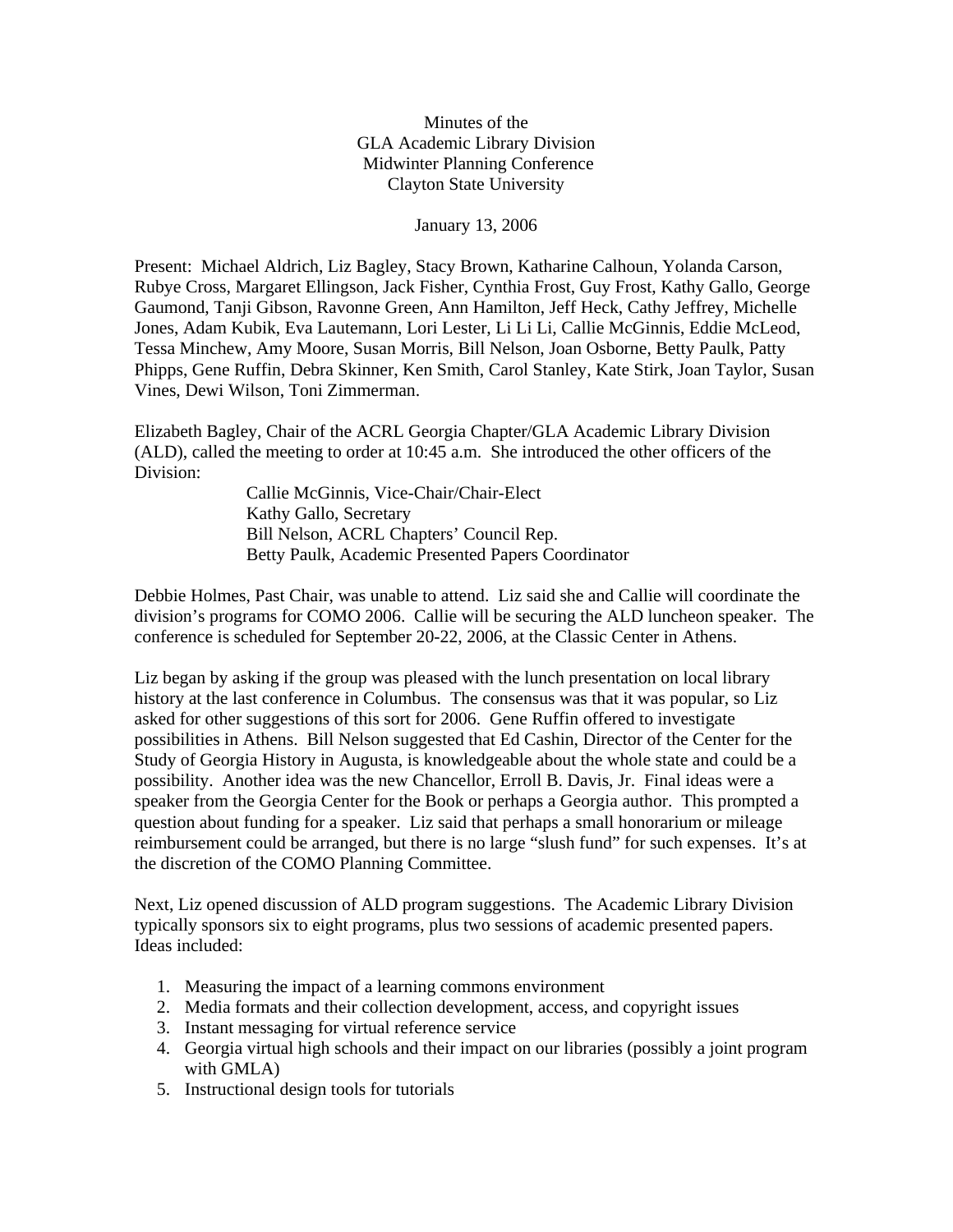# Minutes of the GLA Academic Library Division Midwinter Planning Conference Clayton State University

January 13, 2006

Present: Michael Aldrich, Liz Bagley, Stacy Brown, Katharine Calhoun, Yolanda Carson, Rubye Cross, Margaret Ellingson, Jack Fisher, Cynthia Frost, Guy Frost, Kathy Gallo, George Gaumond, Tanji Gibson, Ravonne Green, Ann Hamilton, Jeff Heck, Cathy Jeffrey, Michelle Jones, Adam Kubik, Eva Lautemann, Lori Lester, Li Li Li, Callie McGinnis, Eddie McLeod, Tessa Minchew, Amy Moore, Susan Morris, Bill Nelson, Joan Osborne, Betty Paulk, Patty Phipps, Gene Ruffin, Debra Skinner, Ken Smith, Carol Stanley, Kate Stirk, Joan Taylor, Susan Vines, Dewi Wilson, Toni Zimmerman.

Elizabeth Bagley, Chair of the ACRL Georgia Chapter/GLA Academic Library Division (ALD), called the meeting to order at 10:45 a.m. She introduced the other officers of the Division:

Callie McGinnis, Vice-Chair/Chair-Elect
Kathy Gallo, Secretary
Bill Nelson, ACRL Chapters' Council Rep.
Betty Paulk, Academic Presented Papers Coordinator

Debbie Holmes, Past Chair, was unable to attend. Liz said she and Callie will coordinate the division's programs for COMO 2006. Callie will be securing the ALD luncheon speaker. The conference is scheduled for September 20-22, 2006, at the Classic Center in Athens.

Liz began by asking if the group was pleased with the lunch presentation on local library history at the last conference in Columbus. The consensus was that it was popular, so Liz asked for other suggestions of this sort for 2006. Gene Ruffin offered to investigate possibilities in Athens. Bill Nelson suggested that Ed Cashin, Director of the Center for the Study of Georgia History in Augusta, is knowledgeable about the whole state and could be a possibility. Another idea was the new Chancellor, Erroll B. Davis, Jr. Final ideas were a speaker from the Georgia Center for the Book or perhaps a Georgia author. This prompted a question about funding for a speaker. Liz said that perhaps a small honorarium or mileage reimbursement could be arranged, but there is no large "slush fund" for such expenses. It's at the discretion of the COMO Planning Committee.

Next, Liz opened discussion of ALD program suggestions. The Academic Library Division typically sponsors six to eight programs, plus two sessions of academic presented papers. Ideas included:

1. Measuring the impact of a learning commons environment
2. Media formats and their collection development, access, and copyright issues
3. Instant messaging for virtual reference service
4. Georgia virtual high schools and their impact on our libraries (possibly a joint program with GMLA)
5. Instructional design tools for tutorials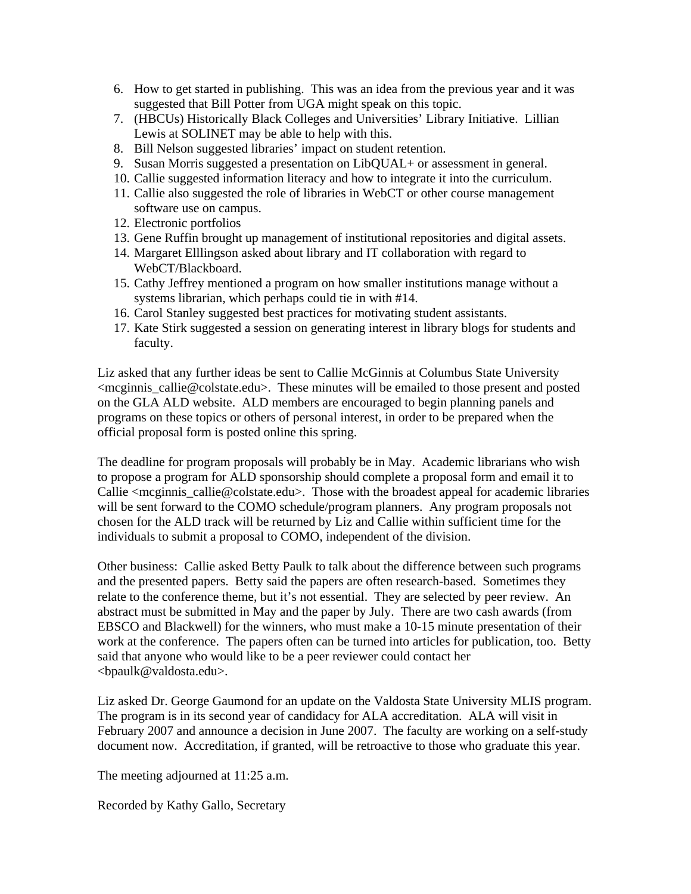6. How to get started in publishing. This was an idea from the previous year and it was suggested that Bill Potter from UGA might speak on this topic.
7. (HBCUs) Historically Black Colleges and Universities' Library Initiative. Lillian Lewis at SOLINET may be able to help with this.
8. Bill Nelson suggested libraries' impact on student retention.
9. Susan Morris suggested a presentation on LibQUAL+ or assessment in general.
10. Callie suggested information literacy and how to integrate it into the curriculum.
11. Callie also suggested the role of libraries in WebCT or other course management software use on campus.
12. Electronic portfolios
13. Gene Ruffin brought up management of institutional repositories and digital assets.
14. Margaret Elllingson asked about library and IT collaboration with regard to WebCT/Blackboard.
15. Cathy Jeffrey mentioned a program on how smaller institutions manage without a systems librarian, which perhaps could tie in with #14.
16. Carol Stanley suggested best practices for motivating student assistants.
17. Kate Stirk suggested a session on generating interest in library blogs for students and faculty.

Liz asked that any further ideas be sent to Callie McGinnis at Columbus State University <mcginnis_callie@colstate.edu>. These minutes will be emailed to those present and posted on the GLA ALD website. ALD members are encouraged to begin planning panels and programs on these topics or others of personal interest, in order to be prepared when the official proposal form is posted online this spring.

The deadline for program proposals will probably be in May. Academic librarians who wish to propose a program for ALD sponsorship should complete a proposal form and email it to Callie <mcginnis_callie@colstate.edu>. Those with the broadest appeal for academic libraries will be sent forward to the COMO schedule/program planners. Any program proposals not chosen for the ALD track will be returned by Liz and Callie within sufficient time for the individuals to submit a proposal to COMO, independent of the division.

Other business: Callie asked Betty Paulk to talk about the difference between such programs and the presented papers. Betty said the papers are often research-based. Sometimes they relate to the conference theme, but it's not essential. They are selected by peer review. An abstract must be submitted in May and the paper by July. There are two cash awards (from EBSCO and Blackwell) for the winners, who must make a 10-15 minute presentation of their work at the conference. The papers often can be turned into articles for publication, too. Betty said that anyone who would like to be a peer reviewer could contact her <bpaulk@valdosta.edu>.

Liz asked Dr. George Gaumond for an update on the Valdosta State University MLIS program. The program is in its second year of candidacy for ALA accreditation. ALA will visit in February 2007 and announce a decision in June 2007. The faculty are working on a self-study document now. Accreditation, if granted, will be retroactive to those who graduate this year.

The meeting adjourned at 11:25 a.m.

Recorded by Kathy Gallo, Secretary